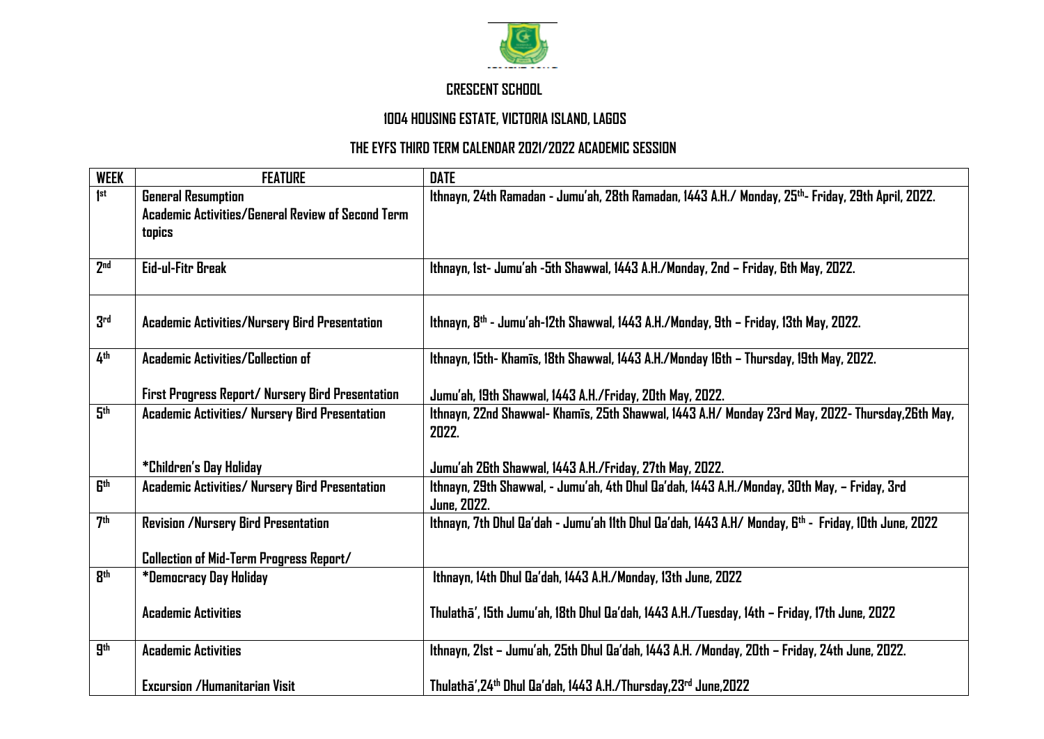# CRESCENT SCHOOL

## 1004 HOUSING ESTATE, VICTORIA ISLAND, LAGOS

## THE EYFS THIRD TERM CALENDAR 2021/2022 ACADEMIC SESSION

| WEEK | FEATURE | DATE |
|---|---|---|
| 1st | General Resumption<br>Academic Activities/General Review of Second Term topics | Ithnayn, 24th Ramadan - Jumu'ah, 28th Ramadan, 1443 A.H./ Monday, 25th- Friday, 29th April, 2022. |
| 2nd | Eid-ul-Fitr Break | Ithnayn, 1st- Jumu'ah -5th Shawwal, 1443 A.H./Monday, 2nd – Friday, 6th May, 2022. |
| 3rd | Academic Activities/Nursery Bird Presentation | Ithnayn, 8th - Jumu'ah-12th Shawwal, 1443 A.H./Monday, 9th – Friday, 13th May, 2022. |
| 4th | Academic Activities/Collection of<br>First Progress Report/ Nursery Bird Presentation | Ithnayn, 15th- Khamīs, 18th Shawwal, 1443 A.H./Monday 16th – Thursday, 19th May, 2022.<br>Jumu'ah, 19th Shawwal, 1443 A.H./Friday, 20th May, 2022. |
| 5th | Academic Activities/ Nursery Bird Presentation<br>*Children's Day Holiday | Ithnayn, 22nd Shawwal- Khamīs, 25th Shawwal, 1443 A.H/ Monday 23rd May, 2022- Thursday,26th May, 2022.<br>Jumu'ah 26th Shawwal, 1443 A.H./Friday, 27th May, 2022. |
| 6th | Academic Activities/ Nursery Bird Presentation | Ithnayn, 29th Shawwal, - Jumu'ah, 4th Dhul Qa'dah, 1443 A.H./Monday, 30th May, – Friday, 3rd June, 2022. |
| 7th | Revision /Nursery Bird Presentation<br>Collection of Mid-Term Progress Report/ | Ithnayn, 7th Dhul Qa'dah - Jumu'ah 11th Dhul Qa'dah, 1443 A.H/ Monday, 6th - Friday, 10th June, 2022 |
| 8th | *Democracy Day Holiday<br>Academic Activities | Ithnayn, 14th Dhul Qa'dah, 1443 A.H./Monday, 13th June, 2022<br>Thulathā', 15th Jumu'ah, 18th Dhul Qa'dah, 1443 A.H./Tuesday, 14th – Friday, 17th June, 2022 |
| 9th | Academic Activities<br>Excursion /Humanitarian Visit | Ithnayn, 21st – Jumu'ah, 25th Dhul Qa'dah, 1443 A.H. /Monday, 20th – Friday, 24th June, 2022.<br>Thulathā',24th Dhul Qa'dah, 1443 A.H./Thursday,23rd June,2022 |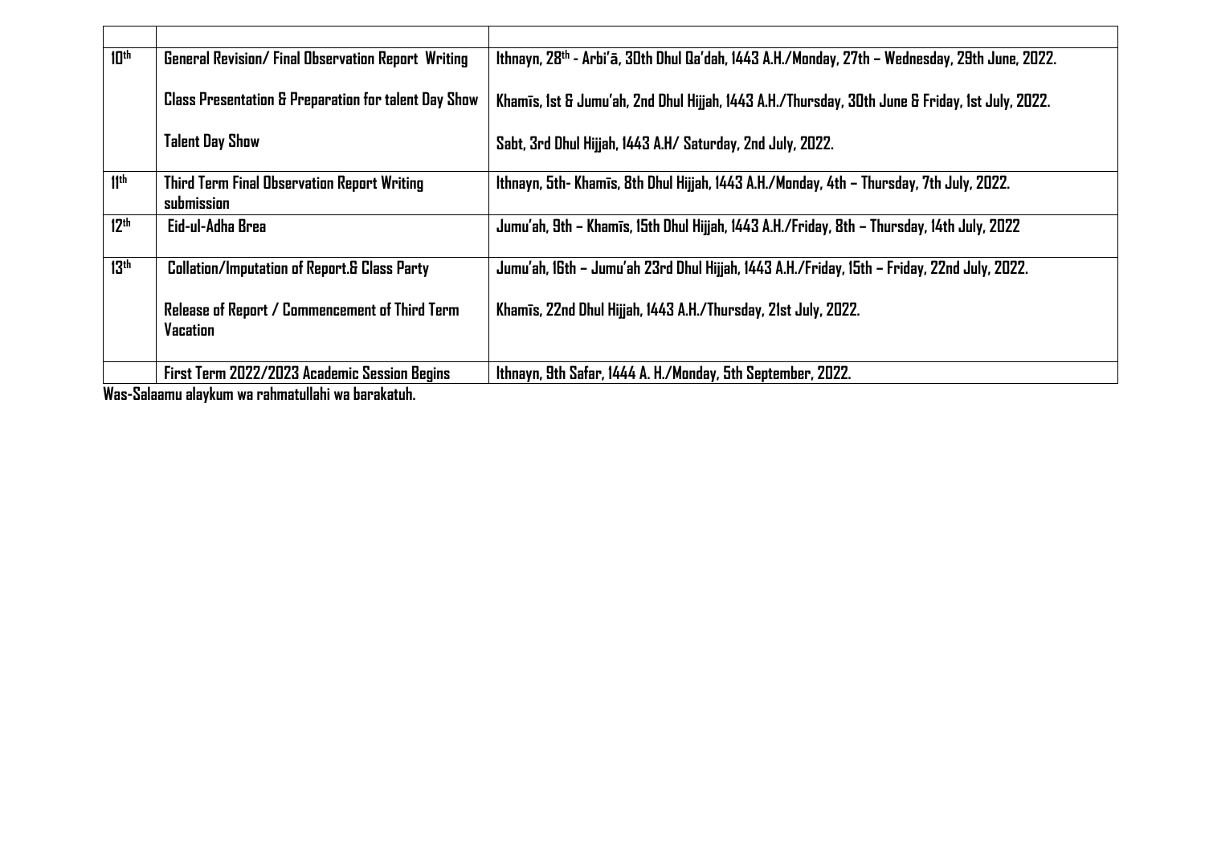| | | |
|---|---|---|
| 10th | General Revision/ Final Observation Report Writing<br><br>Class Presentation & Preparation for talent Day Show<br><br>Talent Day Show | Ithnayn, 28th - Arbi'ā, 30th Dhul Qa'dah, 1443 A.H./Monday, 27th – Wednesday, 29th June, 2022.<br><br>Khamīs, 1st & Jumu'ah, 2nd Dhul Hijjah, 1443 A.H./Thursday, 30th June & Friday, 1st July, 2022.<br><br>Sabt, 3rd Dhul Hijjah, 1443 A.H/ Saturday, 2nd July, 2022. |
| 11th | Third Term Final Observation Report Writing submission | Ithnayn, 5th- Khamīs, 8th Dhul Hijjah, 1443 A.H./Monday, 4th – Thursday, 7th July, 2022. |
| 12th | Eid-ul-Adha Brea | Jumu'ah, 9th – Khamīs, 15th Dhul Hijjah, 1443 A.H./Friday, 8th – Thursday, 14th July, 2022 |
| 13th | Collation/Imputation of Report.& Class Party<br><br>Release of Report / Commencement of Third Term Vacation | Jumu'ah, 16th – Jumu'ah 23rd Dhul Hijjah, 1443 A.H./Friday, 15th – Friday, 22nd July, 2022.<br><br>Khamīs, 22nd Dhul Hijjah, 1443 A.H./Thursday, 21st July, 2022. |
| | First Term 2022/2023 Academic Session Begins | Ithnayn, 9th Safar, 1444 A. H./Monday, 5th September, 2022. |

**Was-Salaamu alaykum wa rahmatullahi wa barakatuh.**